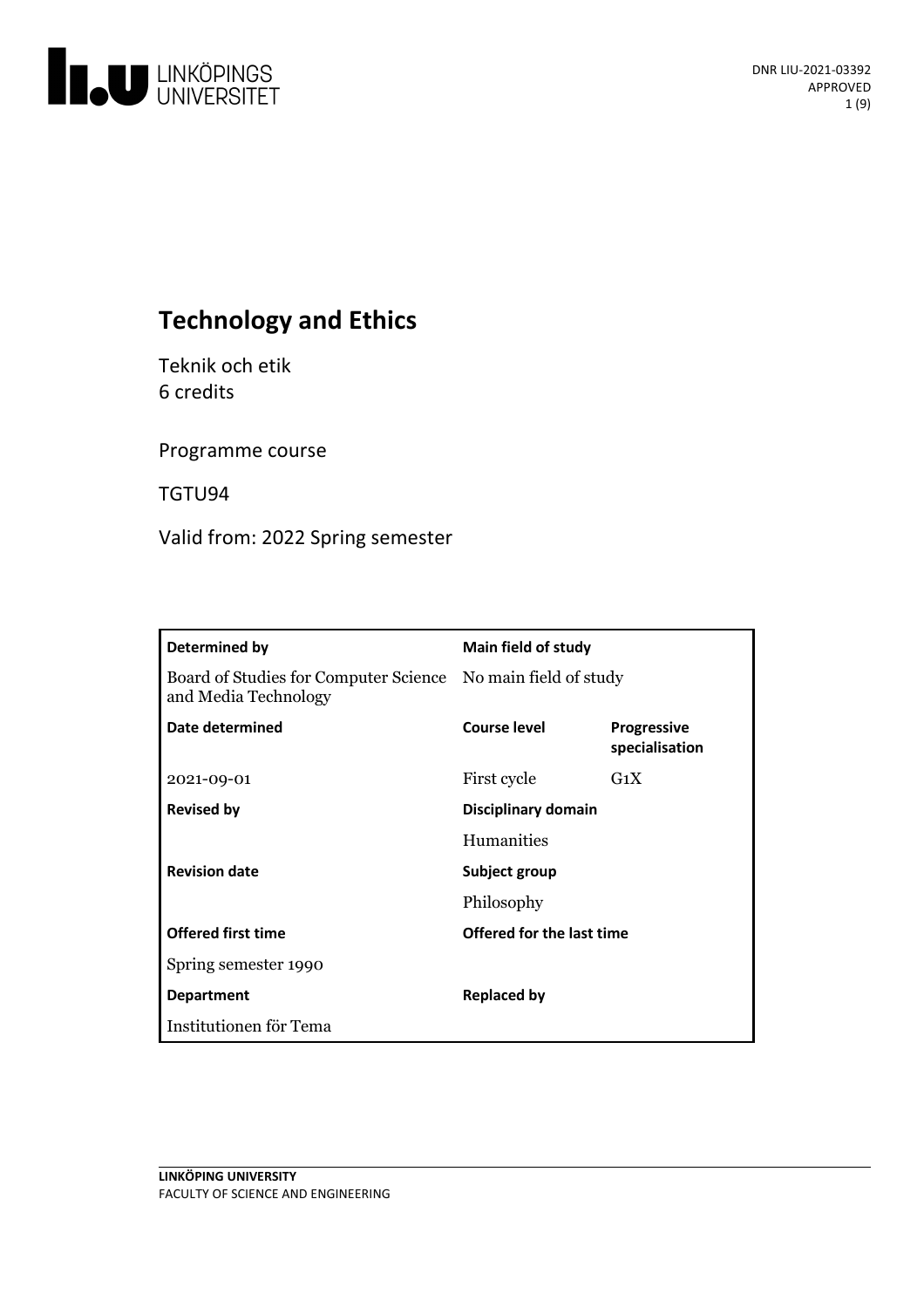DNR LIU-2021-03392
APPROVED

# Technology and Ethics

Teknik och etik
6 credits

Programme course

TGTU94

Valid from: 2022 Spring semester

| Determined by | Main field of study | |
|---|---|---|
| Board of Studies for Computer Science and Media Technology | No main field of study | |
| **Date determined** | **Course level** | **Progressive specialisation** |
| 2021-09-01 | First cycle | G1X |
| **Revised by** | **Disciplinary domain** | |
| | Humanities | |
| **Revision date** | **Subject group** | |
| | Philosophy | |
| **Offered first time** | **Offered for the last time** | |
| Spring semester 1990 | | |
| **Department** | **Replaced by** | |
| Institutionen för Tema | | |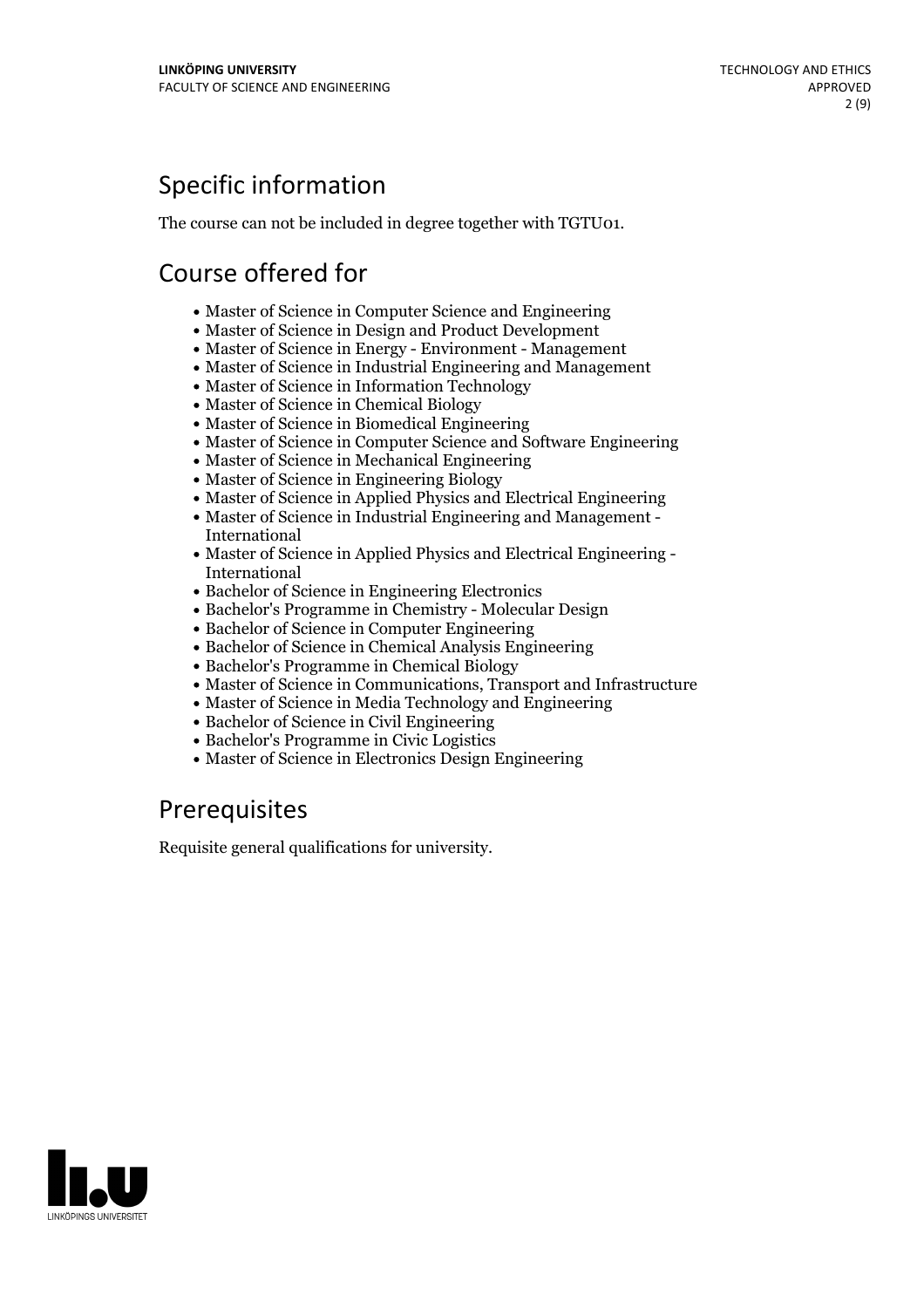## Specific information

The course can not be included in degree together with TGTU01.

## Course offered for

- Master of Science in Computer Science and Engineering
- Master of Science in Design and Product Development
- Master of Science in Energy - Environment - Management
- Master of Science in Industrial Engineering and Management
- Master of Science in Information Technology
- Master of Science in Chemical Biology
- Master of Science in Biomedical Engineering
- Master of Science in Computer Science and Software Engineering
- Master of Science in Mechanical Engineering
- Master of Science in Engineering Biology
- Master of Science in Applied Physics and Electrical Engineering
- Master of Science in Industrial Engineering and Management - International
- Master of Science in Applied Physics and Electrical Engineering - International
- Bachelor of Science in Engineering Electronics
- Bachelor's Programme in Chemistry - Molecular Design
- Bachelor of Science in Computer Engineering
- Bachelor of Science in Chemical Analysis Engineering
- Bachelor's Programme in Chemical Biology
- Master of Science in Communications, Transport and Infrastructure
- Master of Science in Media Technology and Engineering
- Bachelor of Science in Civil Engineering
- Bachelor's Programme in Civic Logistics
- Master of Science in Electronics Design Engineering

## Prerequisites

Requisite general qualifications for university.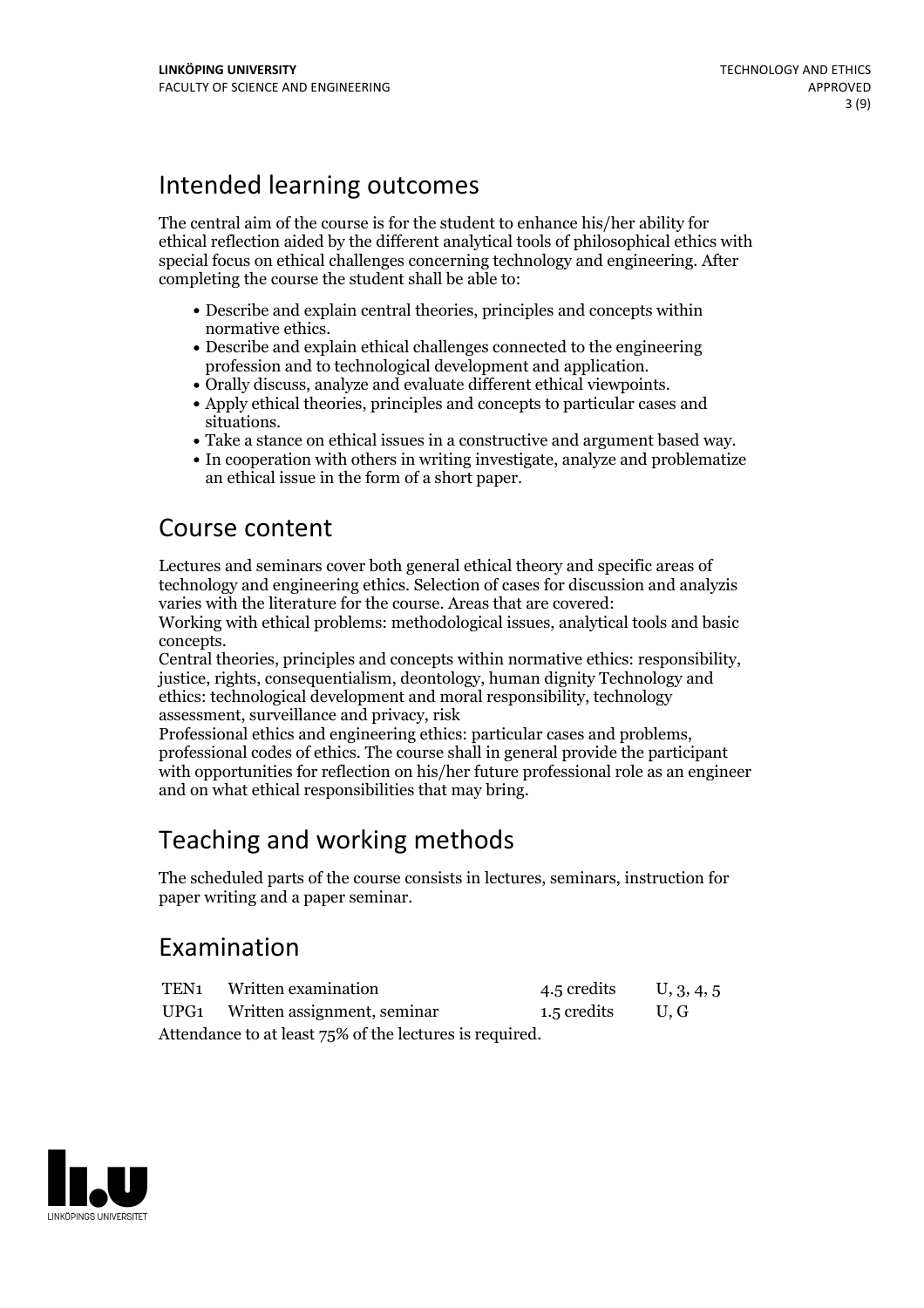## Intended learning outcomes

The central aim of the course is for the student to enhance his/her ability for ethical reflection aided by the different analytical tools of philosophical ethics with special focus on ethical challenges concerning technology and engineering. After completing the course the student shall be able to:

- Describe and explain central theories, principles and concepts within normative ethics.
- Describe and explain ethical challenges connected to the engineering profession and to technological development and application.
- Orally discuss, analyze and evaluate different ethical viewpoints.
- Apply ethical theories, principles and concepts to particular cases and situations.
- Take a stance on ethical issues in a constructive and argument based way.
- In cooperation with others in writing investigate, analyze and problematize an ethical issue in the form of a short paper.

## Course content

Lectures and seminars cover both general ethical theory and specific areas of technology and engineering ethics. Selection of cases for discussion and analyzis varies with the literature for the course. Areas that are covered:
Working with ethical problems: methodological issues, analytical tools and basic concepts.
Central theories, principles and concepts within normative ethics: responsibility, justice, rights, consequentialism, deontology, human dignity Technology and ethics: technological development and moral responsibility, technology assessment, surveillance and privacy, risk
Professional ethics and engineering ethics: particular cases and problems, professional codes of ethics. The course shall in general provide the participant with opportunities for reflection on his/her future professional role as an engineer and on what ethical responsibilities that may bring.

## Teaching and working methods

The scheduled parts of the course consists in lectures, seminars, instruction for paper writing and a paper seminar.

## Examination

| | | | |
|---|---|---|---|
| TEN1 | Written examination | 4.5 credits | U, 3, 4, 5 |
| UPG1 | Written assignment, seminar | 1.5 credits | U, G |

Attendance to at least 75% of the lectures is required.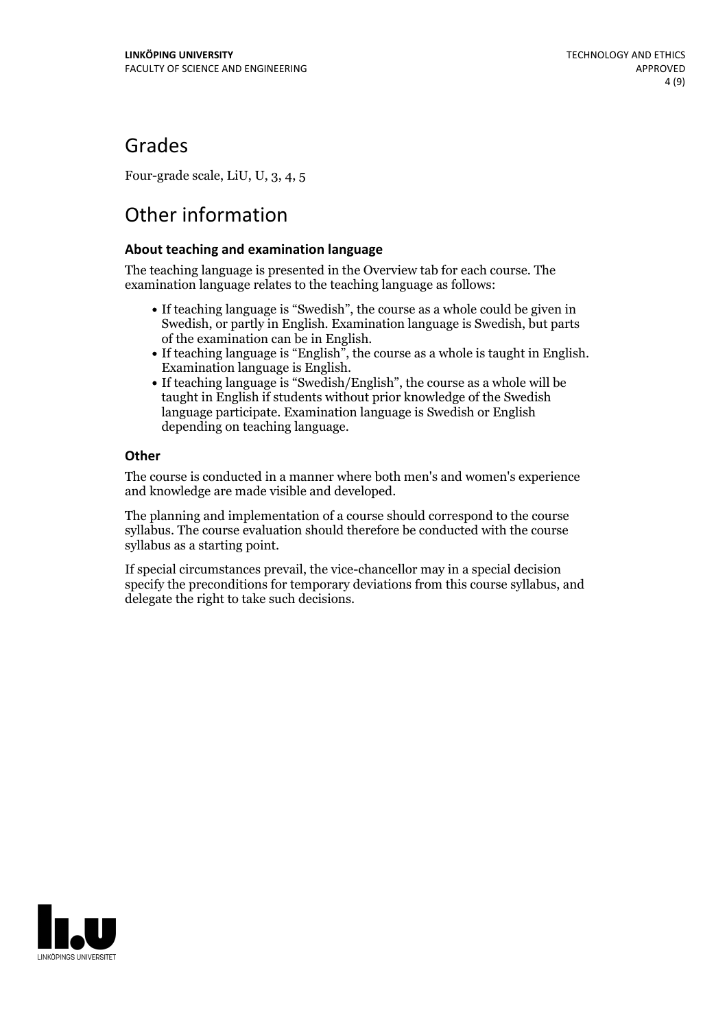## Grades

Four-grade scale, LiU, U, 3, 4, 5

## Other information

### About teaching and examination language

The teaching language is presented in the Overview tab for each course. The examination language relates to the teaching language as follows:

- If teaching language is "Swedish", the course as a whole could be given in Swedish, or partly in English. Examination language is Swedish, but parts of the examination can be in English.
- If teaching language is "English", the course as a whole is taught in English. Examination language is English.
- If teaching language is "Swedish/English", the course as a whole will be taught in English if students without prior knowledge of the Swedish language participate. Examination language is Swedish or English depending on teaching language.

### Other

The course is conducted in a manner where both men's and women's experience and knowledge are made visible and developed.

The planning and implementation of a course should correspond to the course syllabus. The course evaluation should therefore be conducted with the course syllabus as a starting point.

If special circumstances prevail, the vice-chancellor may in a special decision specify the preconditions for temporary deviations from this course syllabus, and delegate the right to take such decisions.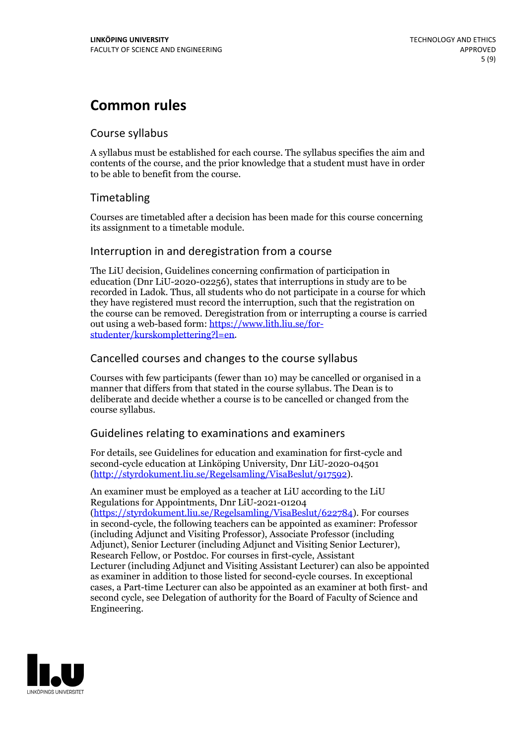# Common rules

## Course syllabus

A syllabus must be established for each course. The syllabus specifies the aim and contents of the course, and the prior knowledge that a student must have in order to be able to benefit from the course.

## Timetabling

Courses are timetabled after a decision has been made for this course concerning its assignment to a timetable module.

## Interruption in and deregistration from a course

The LiU decision, Guidelines concerning confirmation of participation in education (Dnr LiU-2020-02256), states that interruptions in study are to be recorded in Ladok. Thus, all students who do not participate in a course for which they have registered must record the interruption, such that the registration on the course can be removed. Deregistration from or interrupting a course is carried out using a web-based form: https://www.lith.liu.se/for-studenter/kurskomplettering?l=en.

## Cancelled courses and changes to the course syllabus

Courses with few participants (fewer than 10) may be cancelled or organised in a manner that differs from that stated in the course syllabus. The Dean is to deliberate and decide whether a course is to be cancelled or changed from the course syllabus.

## Guidelines relating to examinations and examiners

For details, see Guidelines for education and examination for first-cycle and second-cycle education at Linköping University, Dnr LiU-2020-04501 (http://styrdokument.liu.se/Regelsamling/VisaBeslut/917592).

An examiner must be employed as a teacher at LiU according to the LiU Regulations for Appointments, Dnr LiU-2021-01204 (https://styrdokument.liu.se/Regelsamling/VisaBeslut/622784). For courses in second-cycle, the following teachers can be appointed as examiner: Professor (including Adjunct and Visiting Professor), Associate Professor (including Adjunct), Senior Lecturer (including Adjunct and Visiting Senior Lecturer), Research Fellow, or Postdoc. For courses in first-cycle, Assistant Lecturer (including Adjunct and Visiting Assistant Lecturer) can also be appointed as examiner in addition to those listed for second-cycle courses. In exceptional cases, a Part-time Lecturer can also be appointed as an examiner at both first- and second cycle, see Delegation of authority for the Board of Faculty of Science and Engineering.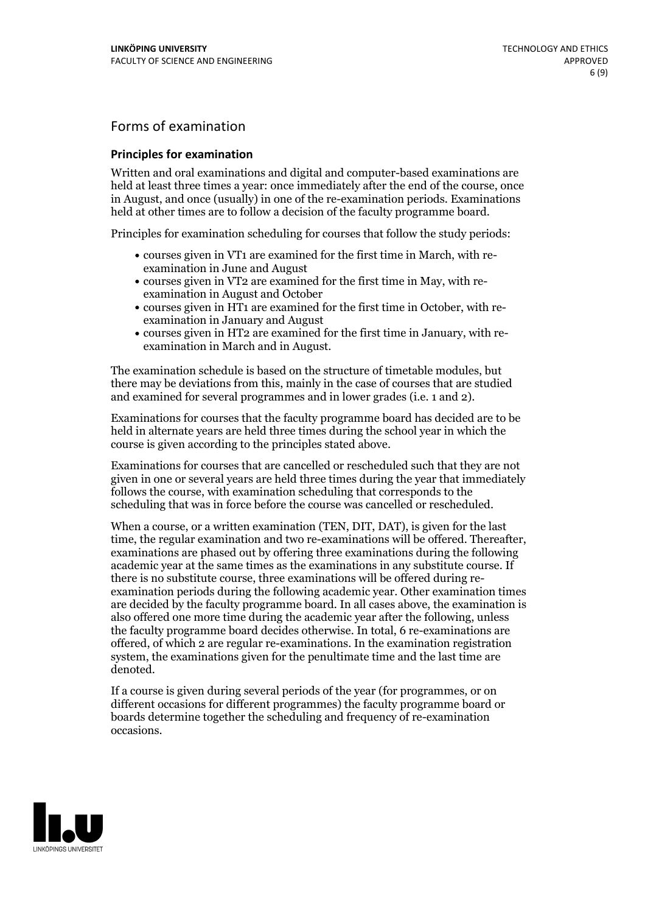## Forms of examination

### Principles for examination

Written and oral examinations and digital and computer-based examinations are held at least three times a year: once immediately after the end of the course, once in August, and once (usually) in one of the re-examination periods. Examinations held at other times are to follow a decision of the faculty programme board.

Principles for examination scheduling for courses that follow the study periods:

- courses given in VT1 are examined for the first time in March, with re-examination in June and August
- courses given in VT2 are examined for the first time in May, with re-examination in August and October
- courses given in HT1 are examined for the first time in October, with re-examination in January and August
- courses given in HT2 are examined for the first time in January, with re-examination in March and in August.

The examination schedule is based on the structure of timetable modules, but there may be deviations from this, mainly in the case of courses that are studied and examined for several programmes and in lower grades (i.e. 1 and 2).

Examinations for courses that the faculty programme board has decided are to be held in alternate years are held three times during the school year in which the course is given according to the principles stated above.

Examinations for courses that are cancelled or rescheduled such that they are not given in one or several years are held three times during the year that immediately follows the course, with examination scheduling that corresponds to the scheduling that was in force before the course was cancelled or rescheduled.

When a course, or a written examination (TEN, DIT, DAT), is given for the last time, the regular examination and two re-examinations will be offered. Thereafter, examinations are phased out by offering three examinations during the following academic year at the same times as the examinations in any substitute course. If there is no substitute course, three examinations will be offered during re-examination periods during the following academic year. Other examination times are decided by the faculty programme board. In all cases above, the examination is also offered one more time during the academic year after the following, unless the faculty programme board decides otherwise. In total, 6 re-examinations are offered, of which 2 are regular re-examinations. In the examination registration system, the examinations given for the penultimate time and the last time are denoted.

If a course is given during several periods of the year (for programmes, or on different occasions for different programmes) the faculty programme board or boards determine together the scheduling and frequency of re-examination occasions.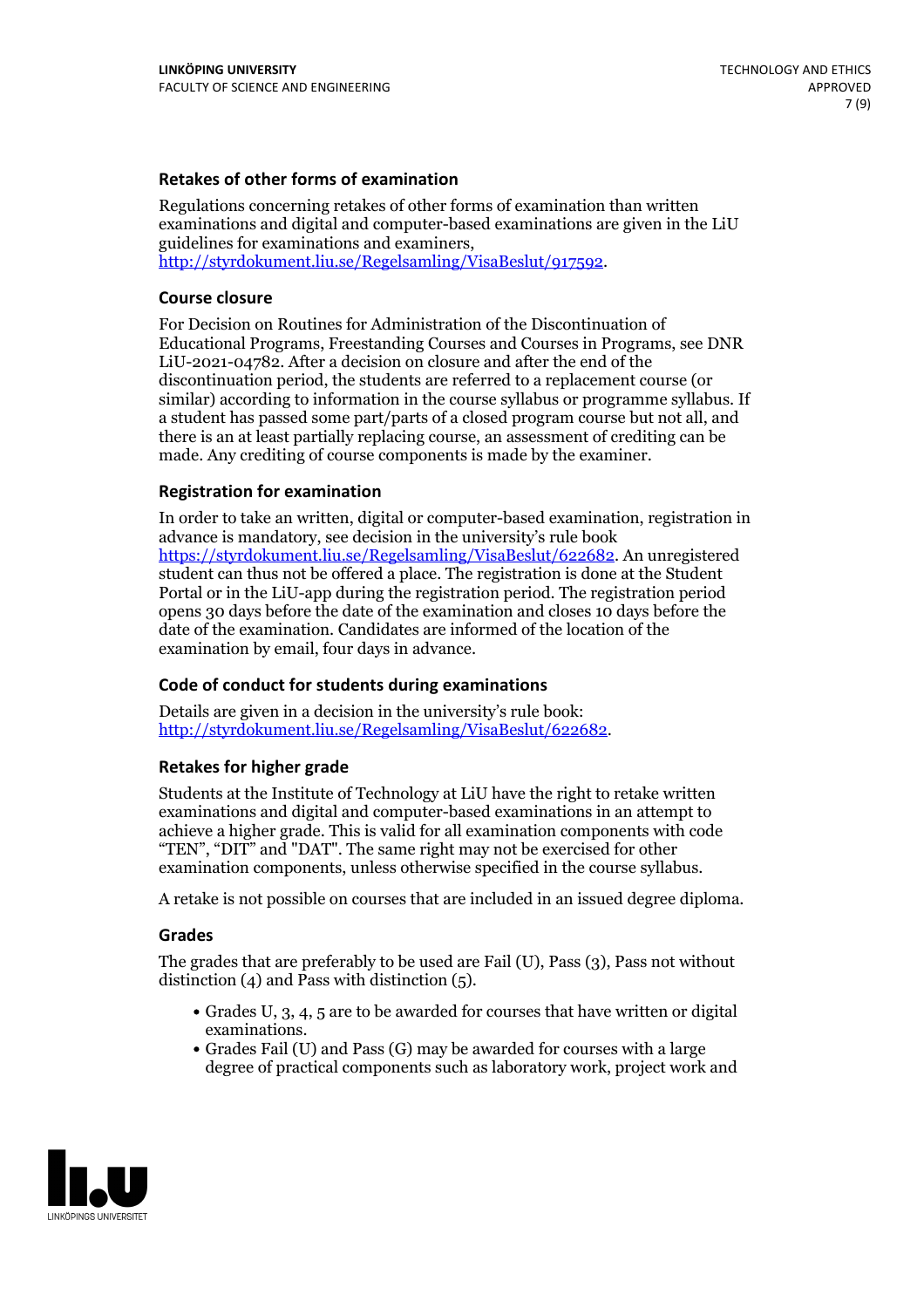### Retakes of other forms of examination

Regulations concerning retakes of other forms of examination than written examinations and digital and computer-based examinations are given in the LiU guidelines for examinations and examiners, http://styrdokument.liu.se/Regelsamling/VisaBeslut/917592.

### Course closure

For Decision on Routines for Administration of the Discontinuation of Educational Programs, Freestanding Courses and Courses in Programs, see DNR LiU-2021-04782. After a decision on closure and after the end of the discontinuation period, the students are referred to a replacement course (or similar) according to information in the course syllabus or programme syllabus. If a student has passed some part/parts of a closed program course but not all, and there is an at least partially replacing course, an assessment of crediting can be made. Any crediting of course components is made by the examiner.

### Registration for examination

In order to take an written, digital or computer-based examination, registration in advance is mandatory, see decision in the university's rule book https://styrdokument.liu.se/Regelsamling/VisaBeslut/622682. An unregistered student can thus not be offered a place. The registration is done at the Student Portal or in the LiU-app during the registration period. The registration period opens 30 days before the date of the examination and closes 10 days before the date of the examination. Candidates are informed of the location of the examination by email, four days in advance.

### Code of conduct for students during examinations

Details are given in a decision in the university's rule book: http://styrdokument.liu.se/Regelsamling/VisaBeslut/622682.

### Retakes for higher grade

Students at the Institute of Technology at LiU have the right to retake written examinations and digital and computer-based examinations in an attempt to achieve a higher grade. This is valid for all examination components with code "TEN", "DIT" and "DAT". The same right may not be exercised for other examination components, unless otherwise specified in the course syllabus.

A retake is not possible on courses that are included in an issued degree diploma.

### Grades

The grades that are preferably to be used are Fail (U), Pass (3), Pass not without distinction (4) and Pass with distinction (5).

- Grades U, 3, 4, 5 are to be awarded for courses that have written or digital examinations.
- Grades Fail (U) and Pass (G) may be awarded for courses with a large degree of practical components such as laboratory work, project work and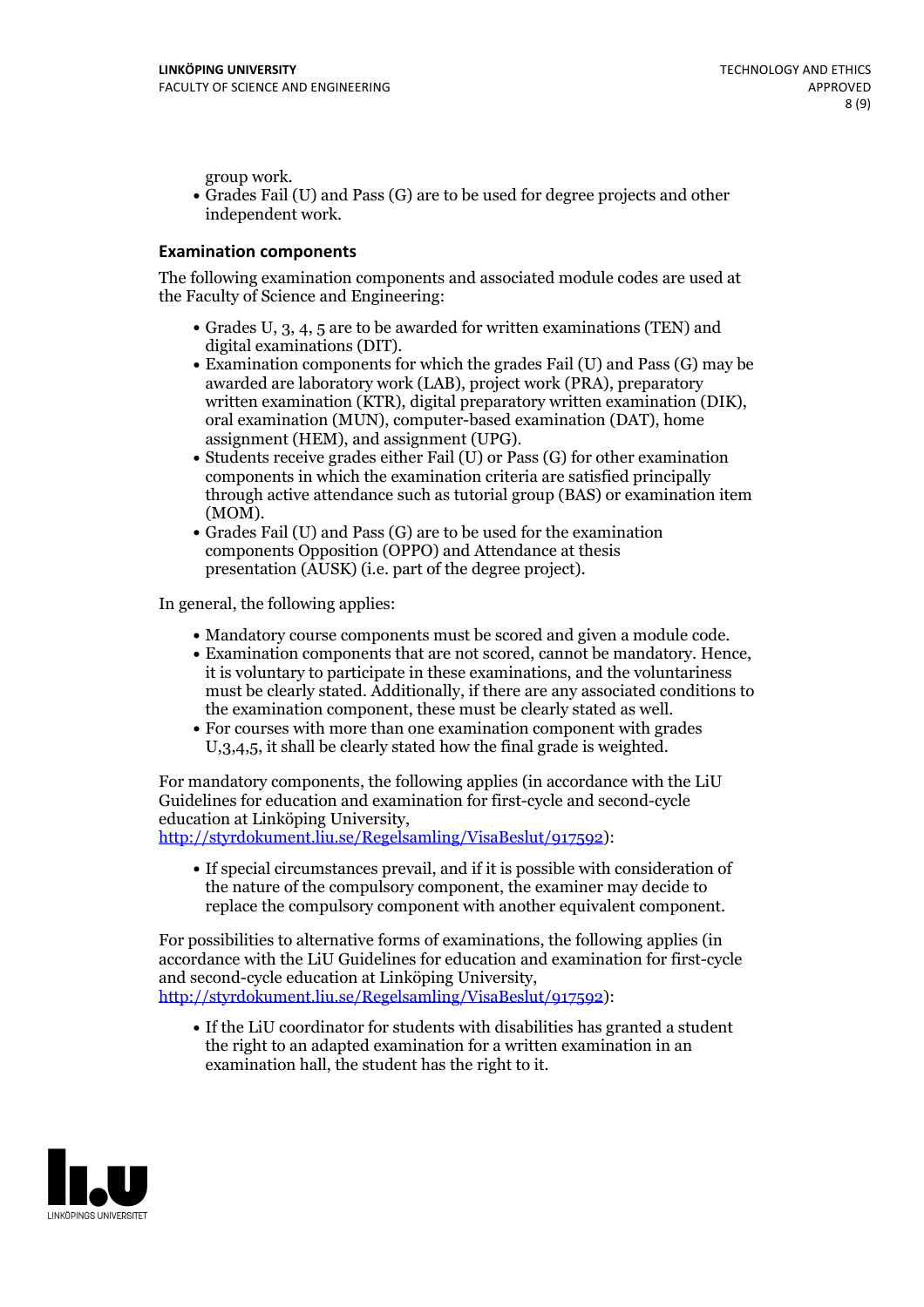group work.
- Grades Fail (U) and Pass (G) are to be used for degree projects and other independent work.

### Examination components

The following examination components and associated module codes are used at the Faculty of Science and Engineering:

- Grades U, 3, 4, 5 are to be awarded for written examinations (TEN) and digital examinations (DIT).
- Examination components for which the grades Fail (U) and Pass (G) may be awarded are laboratory work (LAB), project work (PRA), preparatory written examination (KTR), digital preparatory written examination (DIK), oral examination (MUN), computer-based examination (DAT), home assignment (HEM), and assignment (UPG).
- Students receive grades either Fail (U) or Pass (G) for other examination components in which the examination criteria are satisfied principally through active attendance such as tutorial group (BAS) or examination item (MOM).
- Grades Fail (U) and Pass (G) are to be used for the examination components Opposition (OPPO) and Attendance at thesis presentation (AUSK) (i.e. part of the degree project).

In general, the following applies:

- Mandatory course components must be scored and given a module code.
- Examination components that are not scored, cannot be mandatory. Hence, it is voluntary to participate in these examinations, and the voluntariness must be clearly stated. Additionally, if there are any associated conditions to the examination component, these must be clearly stated as well.
- For courses with more than one examination component with grades U,3,4,5, it shall be clearly stated how the final grade is weighted.

For mandatory components, the following applies (in accordance with the LiU Guidelines for education and examination for first-cycle and second-cycle education at Linköping University, http://styrdokument.liu.se/Regelsamling/VisaBeslut/917592):

- If special circumstances prevail, and if it is possible with consideration of the nature of the compulsory component, the examiner may decide to replace the compulsory component with another equivalent component.

For possibilities to alternative forms of examinations, the following applies (in accordance with the LiU Guidelines for education and examination for first-cycle and second-cycle education at Linköping University, http://styrdokument.liu.se/Regelsamling/VisaBeslut/917592):

- If the LiU coordinator for students with disabilities has granted a student the right to an adapted examination for a written examination in an examination hall, the student has the right to it.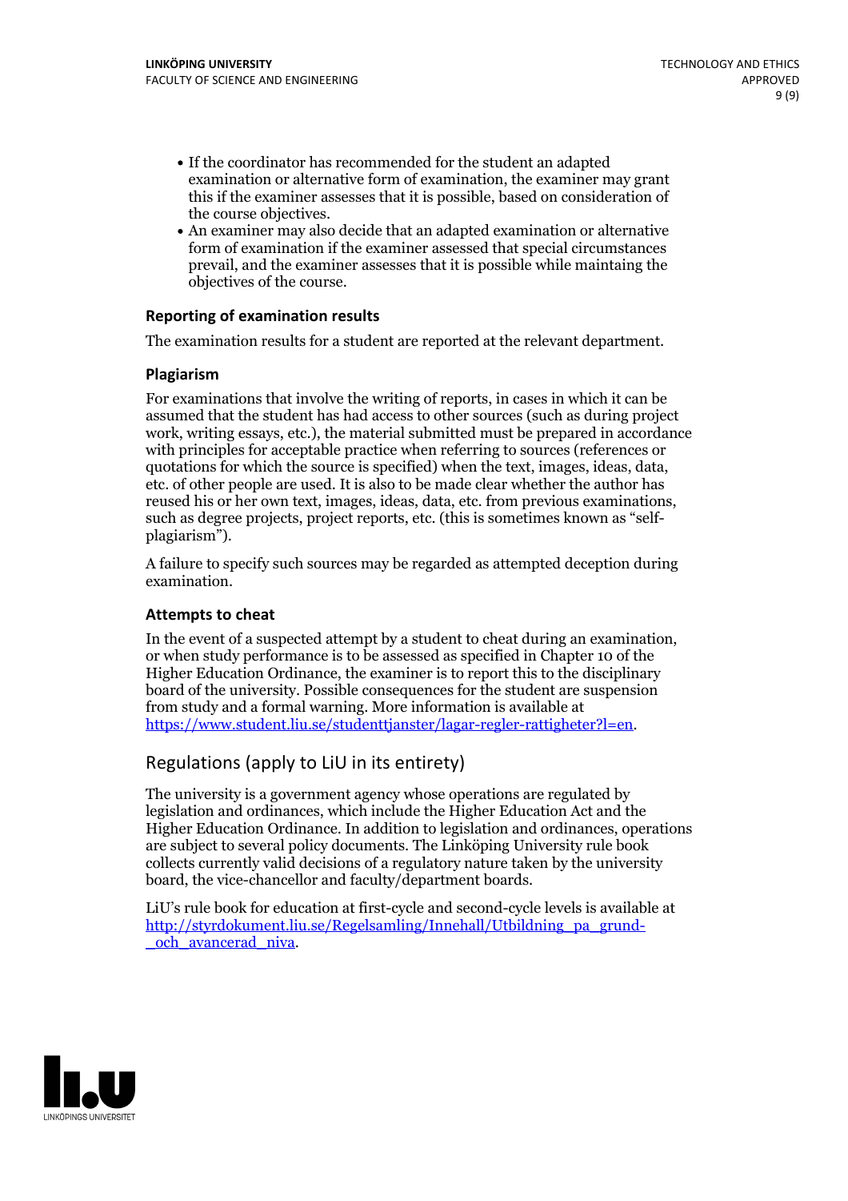- If the coordinator has recommended for the student an adapted examination or alternative form of examination, the examiner may grant this if the examiner assesses that it is possible, based on consideration of the course objectives.
- An examiner may also decide that an adapted examination or alternative form of examination if the examiner assessed that special circumstances prevail, and the examiner assesses that it is possible while maintaing the objectives of the course.

### Reporting of examination results

The examination results for a student are reported at the relevant department.

### Plagiarism

For examinations that involve the writing of reports, in cases in which it can be assumed that the student has had access to other sources (such as during project work, writing essays, etc.), the material submitted must be prepared in accordance with principles for acceptable practice when referring to sources (references or quotations for which the source is specified) when the text, images, ideas, data, etc. of other people are used. It is also to be made clear whether the author has reused his or her own text, images, ideas, data, etc. from previous examinations, such as degree projects, project reports, etc. (this is sometimes known as "self-plagiarism").

A failure to specify such sources may be regarded as attempted deception during examination.

### Attempts to cheat

In the event of a suspected attempt by a student to cheat during an examination, or when study performance is to be assessed as specified in Chapter 10 of the Higher Education Ordinance, the examiner is to report this to the disciplinary board of the university. Possible consequences for the student are suspension from study and a formal warning. More information is available at https://www.student.liu.se/studenttjanster/lagar-regler-rattigheter?l=en.

## Regulations (apply to LiU in its entirety)

The university is a government agency whose operations are regulated by legislation and ordinances, which include the Higher Education Act and the Higher Education Ordinance. In addition to legislation and ordinances, operations are subject to several policy documents. The Linköping University rule book collects currently valid decisions of a regulatory nature taken by the university board, the vice-chancellor and faculty/department boards.

LiU's rule book for education at first-cycle and second-cycle levels is available at http://styrdokument.liu.se/Regelsamling/Innehall/Utbildning_pa_grund-_och_avancerad_niva.